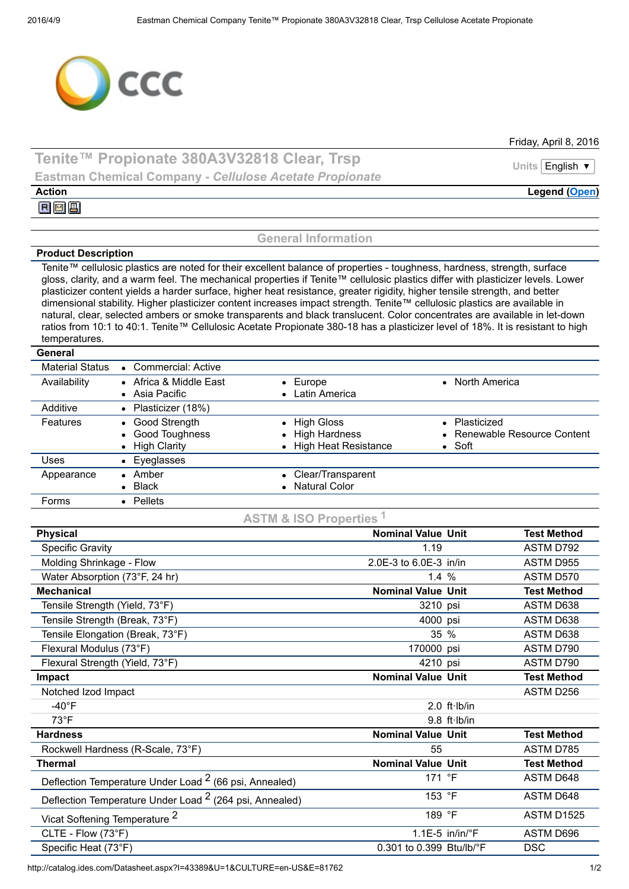Friday, April 8, 2016

# Tenite™ Propionate 380A3V32818 Clear, Trsp

## Eastman Chemical Company - *Cellulose Acetate Propionate*

Units: English

**Action** | **Legend (Open)**

## General Information

**Product Description**

Tenite™ cellulosic plastics are noted for their excellent balance of properties - toughness, hardness, strength, surface gloss, clarity, and a warm feel. The mechanical properties if Tenite™ cellulosic plastics differ with plasticizer levels. Lower plasticizer content yields a harder surface, higher heat resistance, greater rigidity, higher tensile strength, and better dimensional stability. Higher plasticizer content increases impact strength. Tenite™ cellulosic plastics are available in natural, clear, selected ambers or smoke transparents and black translucent. Color concentrates are available in let-down ratios from 10:1 to 40:1. Tenite™ Cellulosic Acetate Propionate 380-18 has a plasticizer level of 18%. It is resistant to high temperatures.

**General**

| | | | |
|---|---|---|---|
| Material Status | • Commercial: Active | | |
| Availability | • Africa & Middle East<br>• Asia Pacific | • Europe<br>• Latin America | • North America |
| Additive | • Plasticizer (18%) | | |
| Features | • Good Strength<br>• Good Toughness<br>• High Clarity | • High Gloss<br>• High Hardness<br>• High Heat Resistance | • Plasticized<br>• Renewable Resource Content<br>• Soft |
| Uses | • Eyeglasses | | |
| Appearance | • Amber<br>• Black | • Clear/Transparent<br>• Natural Color | |
| Forms | • Pellets | | |

## ASTM & ISO Properties [1]

| Physical | Nominal Value | Unit | Test Method |
|---|---|---|---|
| Specific Gravity | 1.19 | | ASTM D792 |
| Molding Shrinkage - Flow | 2.0E-3 to 6.0E-3 | in/in | ASTM D955 |
| Water Absorption (73°F, 24 hr) | 1.4 | % | ASTM D570 |
| **Mechanical** | **Nominal Value** | **Unit** | **Test Method** |
| Tensile Strength (Yield, 73°F) | 3210 | psi | ASTM D638 |
| Tensile Strength (Break, 73°F) | 4000 | psi | ASTM D638 |
| Tensile Elongation (Break, 73°F) | 35 | % | ASTM D638 |
| Flexural Modulus (73°F) | 170000 | psi | ASTM D790 |
| Flexural Strength (Yield, 73°F) | 4210 | psi | ASTM D790 |
| **Impact** | **Nominal Value** | **Unit** | **Test Method** |
| Notched Izod Impact | | | ASTM D256 |
| -40°F | 2.0 | ft·lb/in | |
| 73°F | 9.8 | ft·lb/in | |
| **Hardness** | **Nominal Value** | **Unit** | **Test Method** |
| Rockwell Hardness (R-Scale, 73°F) | 55 | | ASTM D785 |
| **Thermal** | **Nominal Value** | **Unit** | **Test Method** |
| Deflection Temperature Under Load [2] (66 psi, Annealed) | 171 | °F | ASTM D648 |
| Deflection Temperature Under Load [2] (264 psi, Annealed) | 153 | °F | ASTM D648 |
| Vicat Softening Temperature [2] | 189 | °F | ASTM D1525 |
| CLTE - Flow (73°F) | 1.1E-5 | in/in/°F | ASTM D696 |
| Specific Heat (73°F) | 0.301 to 0.399 | Btu/lb/°F | DSC |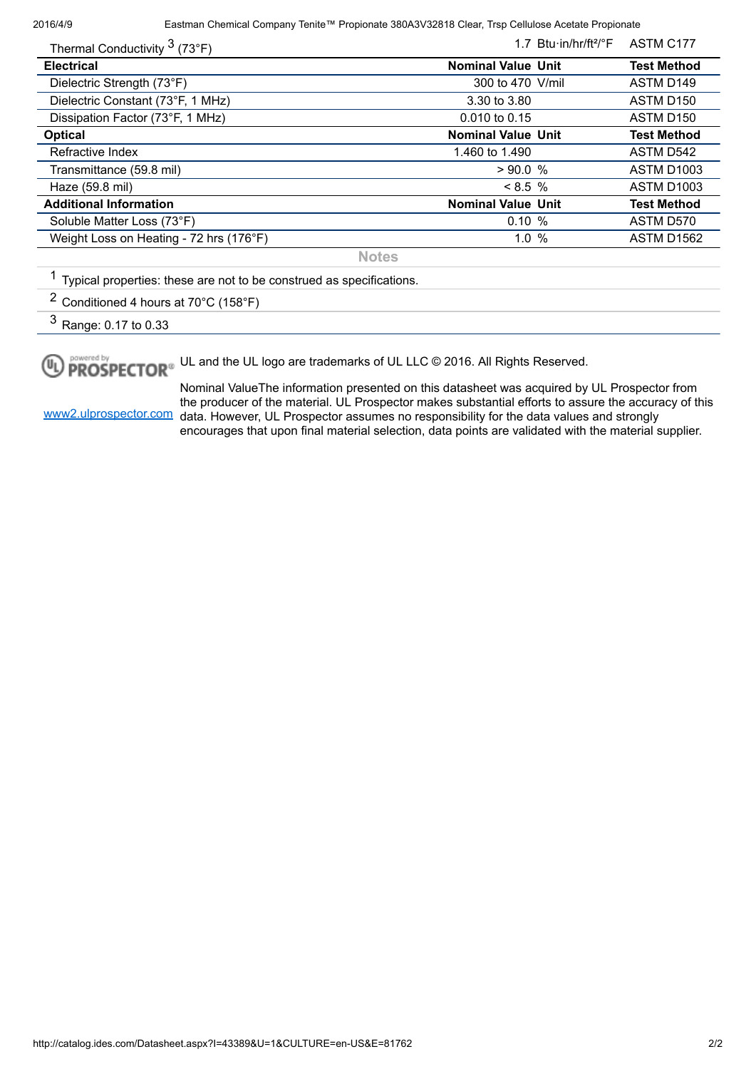| | Nominal Value | Unit | Test Method |
|---|---|---|---|
| Thermal Conductivity [3] (73°F) | 1.7 | Btu·in/hr/ft²/°F | ASTM C177 |
| **Electrical** | **Nominal Value** | **Unit** | **Test Method** |
| Dielectric Strength (73°F) | 300 to 470 | V/mil | ASTM D149 |
| Dielectric Constant (73°F, 1 MHz) | 3.30 to 3.80 | | ASTM D150 |
| Dissipation Factor (73°F, 1 MHz) | 0.010 to 0.15 | | ASTM D150 |
| **Optical** | **Nominal Value** | **Unit** | **Test Method** |
| Refractive Index | 1.460 to 1.490 | | ASTM D542 |
| Transmittance (59.8 mil) | > 90.0 | % | ASTM D1003 |
| Haze (59.8 mil) | < 8.5 | % | ASTM D1003 |
| **Additional Information** | **Nominal Value** | **Unit** | **Test Method** |
| Soluble Matter Loss (73°F) | 0.10 | % | ASTM D570 |
| Weight Loss on Heating - 72 hrs (176°F) | 1.0 | % | ASTM D1562 |

**Notes**

[1] Typical properties: these are not to be construed as specifications.

[2] Conditioned 4 hours at 70°C (158°F)

[3] Range: 0.17 to 0.33

UL and the UL logo are trademarks of UL LLC © 2016. All Rights Reserved.

www2.ulprospector.com

Nominal ValueThe information presented on this datasheet was acquired by UL Prospector from the producer of the material. UL Prospector makes substantial efforts to assure the accuracy of this data. However, UL Prospector assumes no responsibility for the data values and strongly encourages that upon final material selection, data points are validated with the material supplier.